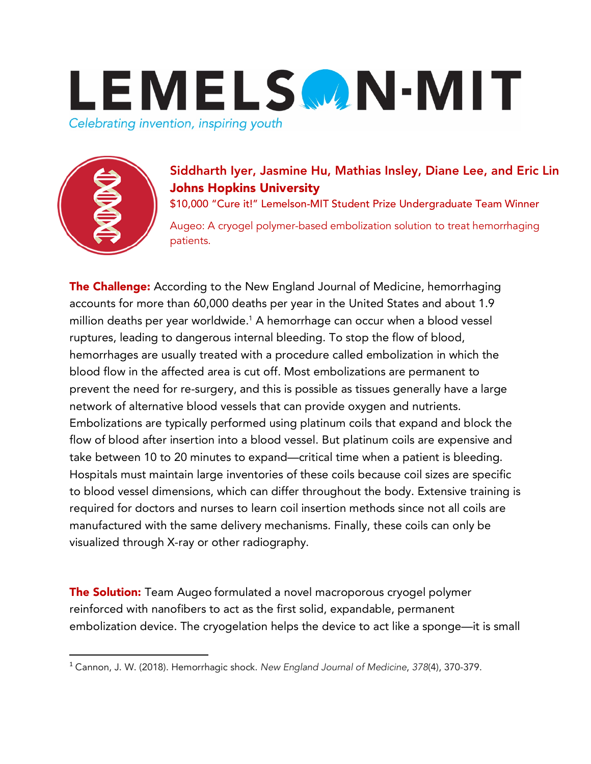# LEMELSON-MIT

*Celebrating invention, inspiring youth*

## Siddharth Iyer, Jasmine Hu, Mathias Insley, Diane Lee, and Eric Lin
## Johns Hopkins University

$10,000 "Cure it!" Lemelson-MIT Student Prize Undergraduate Team Winner

Augeo: A cryogel polymer-based embolization solution to treat hemorrhaging patients.

**The Challenge:** According to the New England Journal of Medicine, hemorrhaging accounts for more than 60,000 deaths per year in the United States and about 1.9 million deaths per year worldwide.[1] A hemorrhage can occur when a blood vessel ruptures, leading to dangerous internal bleeding. To stop the flow of blood, hemorrhages are usually treated with a procedure called embolization in which the blood flow in the affected area is cut off. Most embolizations are permanent to prevent the need for re-surgery, and this is possible as tissues generally have a large network of alternative blood vessels that can provide oxygen and nutrients. Embolizations are typically performed using platinum coils that expand and block the flow of blood after insertion into a blood vessel. But platinum coils are expensive and take between 10 to 20 minutes to expand—critical time when a patient is bleeding. Hospitals must maintain large inventories of these coils because coil sizes are specific to blood vessel dimensions, which can differ throughout the body. Extensive training is required for doctors and nurses to learn coil insertion methods since not all coils are manufactured with the same delivery mechanisms. Finally, these coils can only be visualized through X-ray or other radiography.

**The Solution:** Team Augeo formulated a novel macroporous cryogel polymer reinforced with nanofibers to act as the first solid, expandable, permanent embolization device. The cryogelation helps the device to act like a sponge—it is small

---

[1] Cannon, J. W. (2018). Hemorrhagic shock. *New England Journal of Medicine*, *378*(4), 370-379.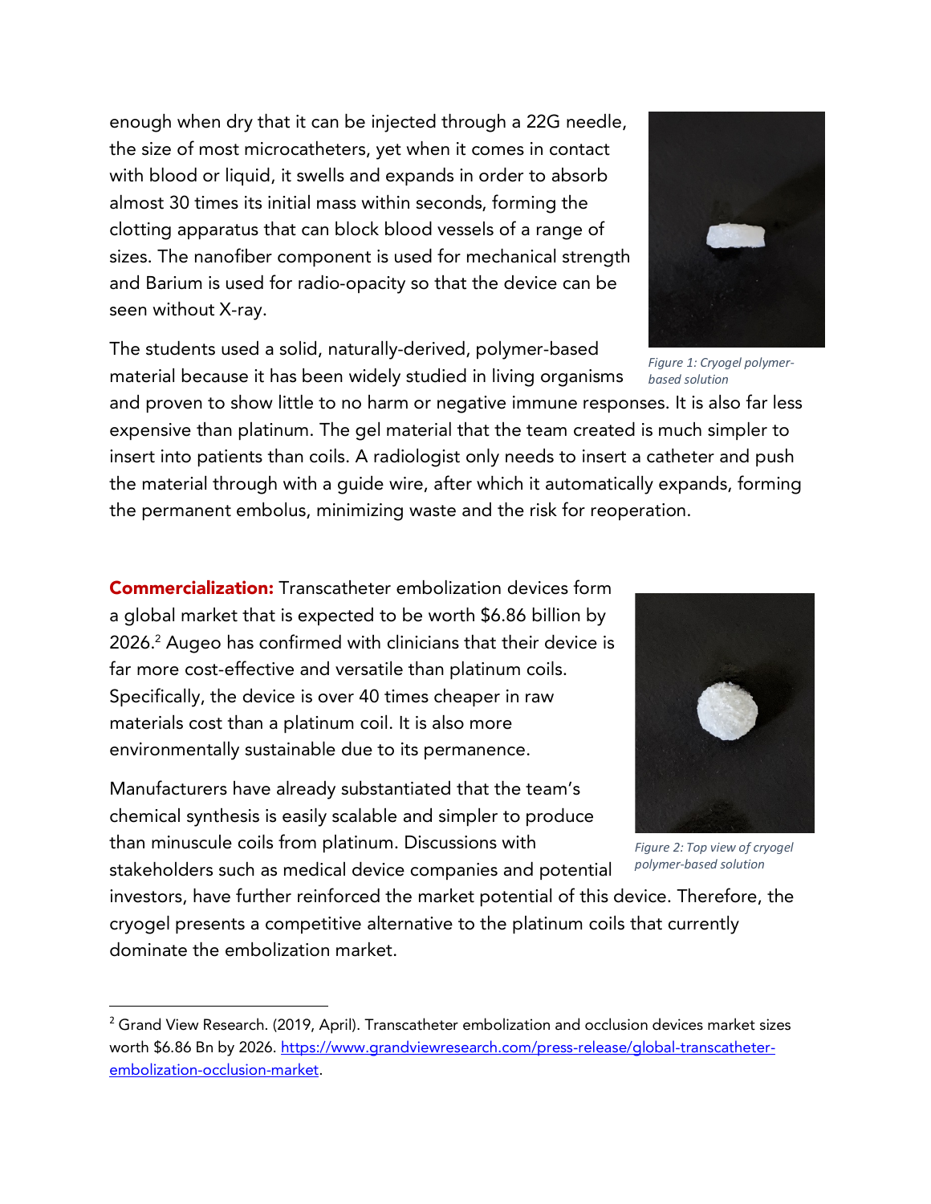enough when dry that it can be injected through a 22G needle, the size of most microcatheters, yet when it comes in contact with blood or liquid, it swells and expands in order to absorb almost 30 times its initial mass within seconds, forming the clotting apparatus that can block blood vessels of a range of sizes. The nanofiber component is used for mechanical strength and Barium is used for radio-opacity so that the device can be seen without X-ray.

*Figure 1: Cryogel polymer-based solution*

The students used a solid, naturally-derived, polymer-based material because it has been widely studied in living organisms and proven to show little to no harm or negative immune responses. It is also far less expensive than platinum. The gel material that the team created is much simpler to insert into patients than coils. A radiologist only needs to insert a catheter and push the material through with a guide wire, after which it automatically expands, forming the permanent embolus, minimizing waste and the risk for reoperation.

**Commercialization:** Transcatheter embolization devices form a global market that is expected to be worth $6.86 billion by 2026.[2] Augeo has confirmed with clinicians that their device is far more cost-effective and versatile than platinum coils. Specifically, the device is over 40 times cheaper in raw materials cost than a platinum coil. It is also more environmentally sustainable due to its permanence.

*Figure 2: Top view of cryogel polymer-based solution*

Manufacturers have already substantiated that the team's chemical synthesis is easily scalable and simpler to produce than minuscule coils from platinum. Discussions with stakeholders such as medical device companies and potential investors, have further reinforced the market potential of this device. Therefore, the cryogel presents a competitive alternative to the platinum coils that currently dominate the embolization market.

---

[2] Grand View Research. (2019, April). Transcatheter embolization and occlusion devices market sizes worth $6.86 Bn by 2026. https://www.grandviewresearch.com/press-release/global-transcatheter-embolization-occlusion-market.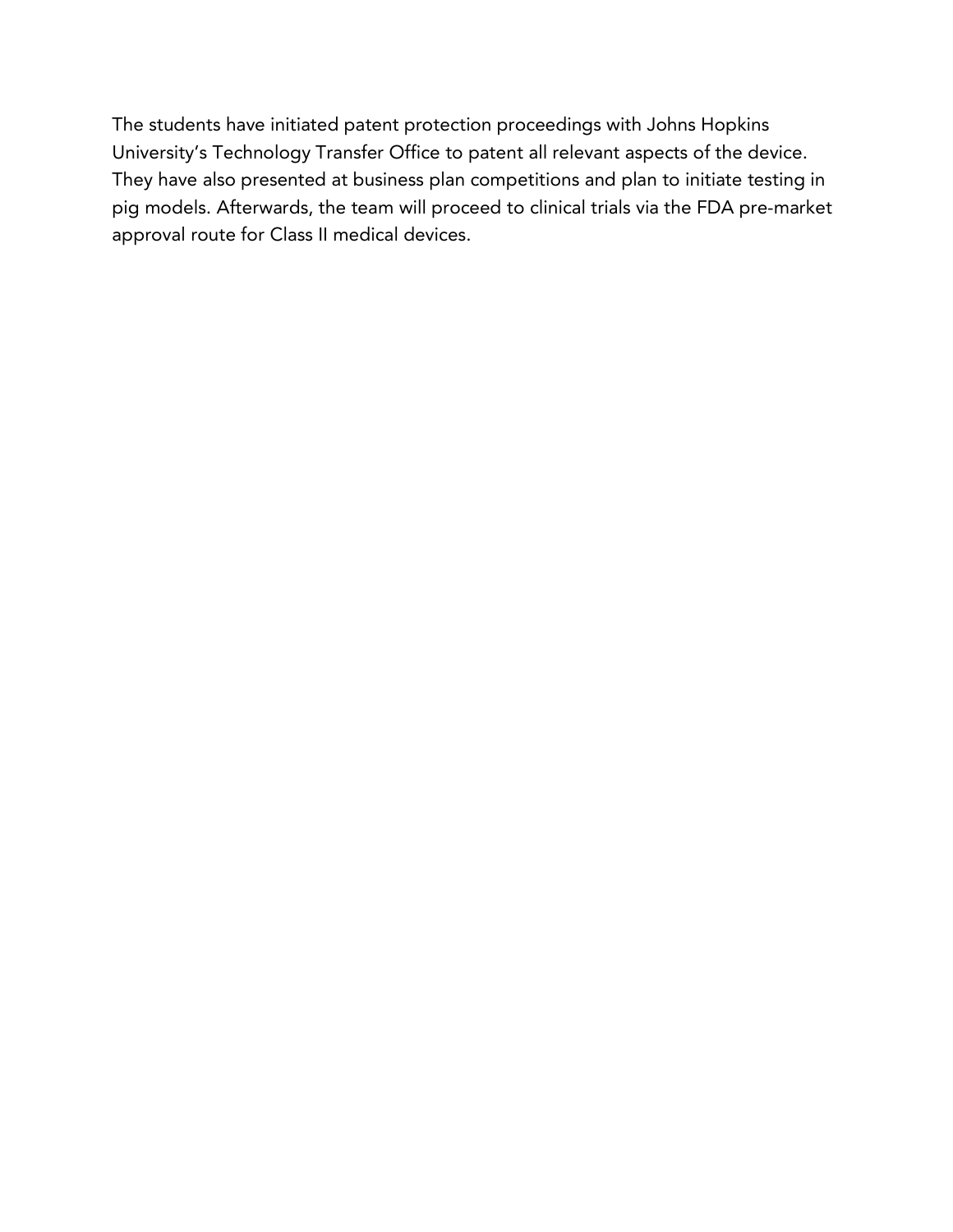The students have initiated patent protection proceedings with Johns Hopkins University's Technology Transfer Office to patent all relevant aspects of the device. They have also presented at business plan competitions and plan to initiate testing in pig models. Afterwards, the team will proceed to clinical trials via the FDA pre-market approval route for Class II medical devices.